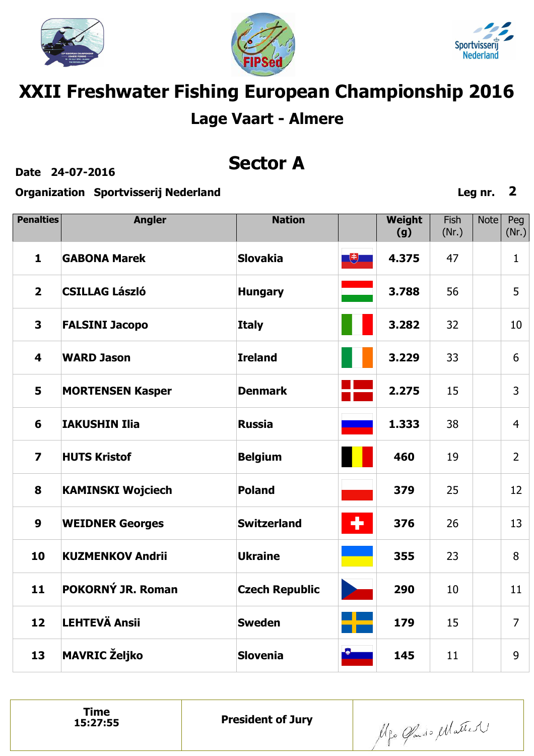# XXII Freshwater Fishing European Championship 2016

## Lage Vaart - Almere

## Sector A

**Date** 24-07-2016

**Organization** Sportvisserij Nederland

**Leg nr.** 2

| Penalties | Angler | Nation | | Weight (g) | Fish (Nr.) | Note | Peg (Nr.) |
|---|---|---|---|---|---|---|---|
| 1 | GABONA Marek | Slovakia | | 4.375 | 47 | | 1 |
| 2 | CSILLAG László | Hungary | | 3.788 | 56 | | 5 |
| 3 | FALSINI Jacopo | Italy | | 3.282 | 32 | | 10 |
| 4 | WARD Jason | Ireland | | 3.229 | 33 | | 6 |
| 5 | MORTENSEN Kasper | Denmark | | 2.275 | 15 | | 3 |
| 6 | IAKUSHIN Ilia | Russia | | 1.333 | 38 | | 4 |
| 7 | HUTS Kristof | Belgium | | 460 | 19 | | 2 |
| 8 | KAMINSKI Wojciech | Poland | | 379 | 25 | | 12 |
| 9 | WEIDNER Georges | Switzerland | | 376 | 26 | | 13 |
| 10 | KUZMENKOV Andrii | Ukraine | | 355 | 23 | | 8 |
| 11 | POKORNÝ JR. Roman | Czech Republic | | 290 | 10 | | 11 |
| 12 | LEHTEVÄ Ansii | Sweden | | 179 | 15 | | 7 |
| 13 | MAVRIC Željko | Slovenia | | 145 | 11 | | 9 |

| Time 15:27:55 | President of Jury | |
|---|---|---|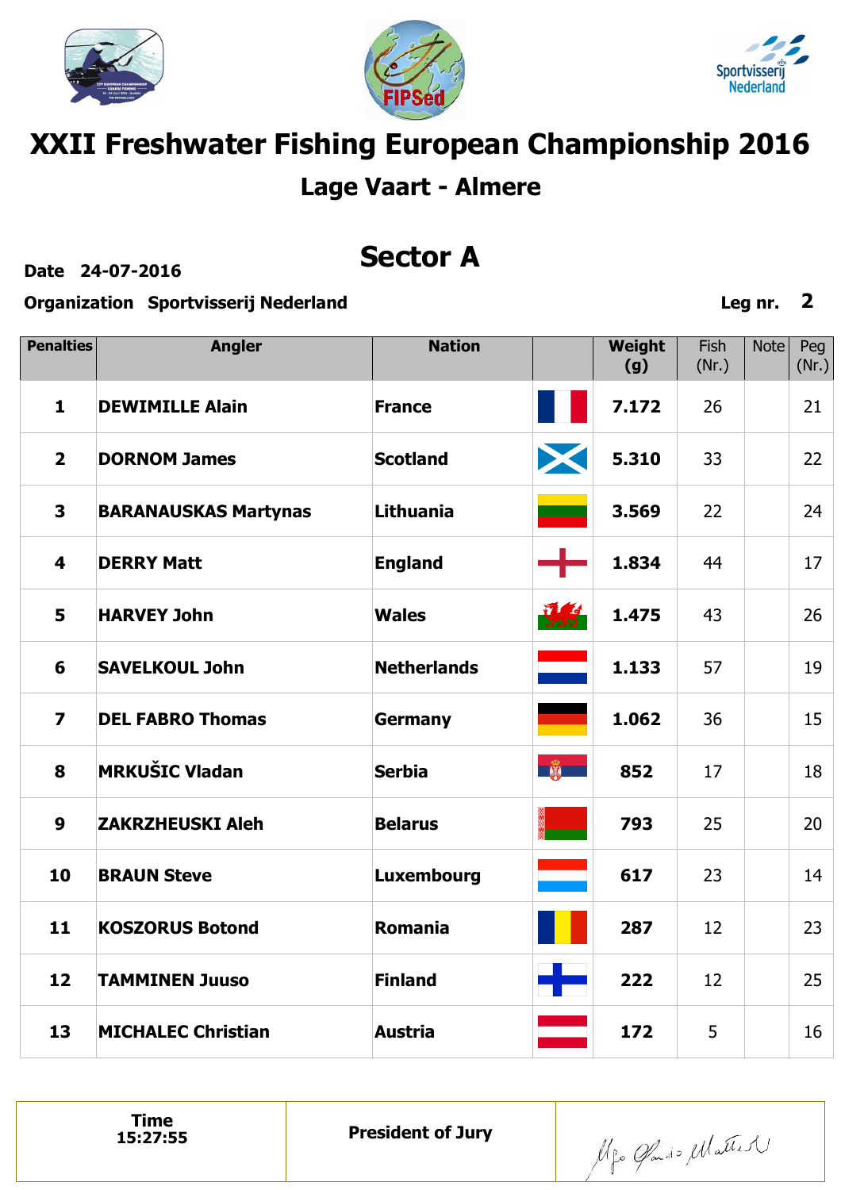# XXII Freshwater Fishing European Championship 2016

## Lage Vaart - Almere

## Sector A

**Date** 24-07-2016

**Organization** Sportvisserij Nederland

**Leg nr.** 2

| Penalties | Angler | Nation | | Weight (g) | Fish (Nr.) | Note | Peg (Nr.) |
|---|---|---|---|---|---|---|---|
| 1 | DEWIMILLE Alain | France | | 7.172 | 26 | | 21 |
| 2 | DORNOM James | Scotland | | 5.310 | 33 | | 22 |
| 3 | BARANAUSKAS Martynas | Lithuania | | 3.569 | 22 | | 24 |
| 4 | DERRY Matt | England | | 1.834 | 44 | | 17 |
| 5 | HARVEY John | Wales | | 1.475 | 43 | | 26 |
| 6 | SAVELKOUL John | Netherlands | | 1.133 | 57 | | 19 |
| 7 | DEL FABRO Thomas | Germany | | 1.062 | 36 | | 15 |
| 8 | MRKUŠIC Vladan | Serbia | | 852 | 17 | | 18 |
| 9 | ZAKRZHEUSKI Aleh | Belarus | | 793 | 25 | | 20 |
| 10 | BRAUN Steve | Luxembourg | | 617 | 23 | | 14 |
| 11 | KOSZORUS Botond | Romania | | 287 | 12 | | 23 |
| 12 | TAMMINEN Juuso | Finland | | 222 | 12 | | 25 |
| 13 | MICHALEC Christian | Austria | | 172 | 5 | | 16 |

| Time 15:27:55 | President of Jury | |
|---|---|---|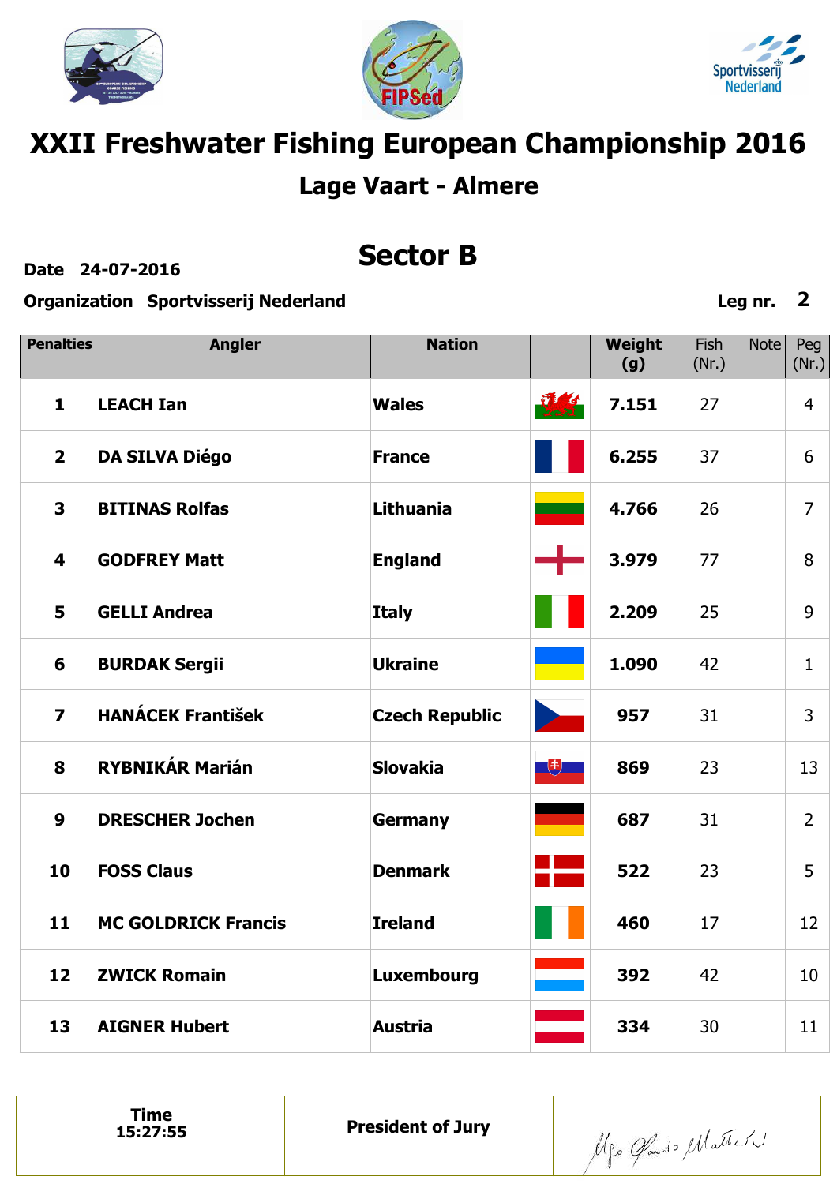# XXII Freshwater Fishing European Championship 2016

## Lage Vaart - Almere

## Sector B

**Date** 24-07-2016

**Organization** Sportvisserij Nederland

**Leg nr.** 2

| Penalties | Angler | Nation | | Weight (g) | Fish (Nr.) | Note | Peg (Nr.) |
|---|---|---|---|---|---|---|---|
| 1 | LEACH Ian | Wales | | 7.151 | 27 | | 4 |
| 2 | DA SILVA Diégo | France | | 6.255 | 37 | | 6 |
| 3 | BITINAS Rolfas | Lithuania | | 4.766 | 26 | | 7 |
| 4 | GODFREY Matt | England | | 3.979 | 77 | | 8 |
| 5 | GELLI Andrea | Italy | | 2.209 | 25 | | 9 |
| 6 | BURDAK Sergii | Ukraine | | 1.090 | 42 | | 1 |
| 7 | HANÁCEK František | Czech Republic | | 957 | 31 | | 3 |
| 8 | RYBNIKÁR Marián | Slovakia | | 869 | 23 | | 13 |
| 9 | DRESCHER Jochen | Germany | | 687 | 31 | | 2 |
| 10 | FOSS Claus | Denmark | | 522 | 23 | | 5 |
| 11 | MC GOLDRICK Francis | Ireland | | 460 | 17 | | 12 |
| 12 | ZWICK Romain | Luxembourg | | 392 | 42 | | 10 |
| 13 | AIGNER Hubert | Austria | | 334 | 30 | | 11 |

| Time 15:27:55 | President of Jury | |
|---|---|---|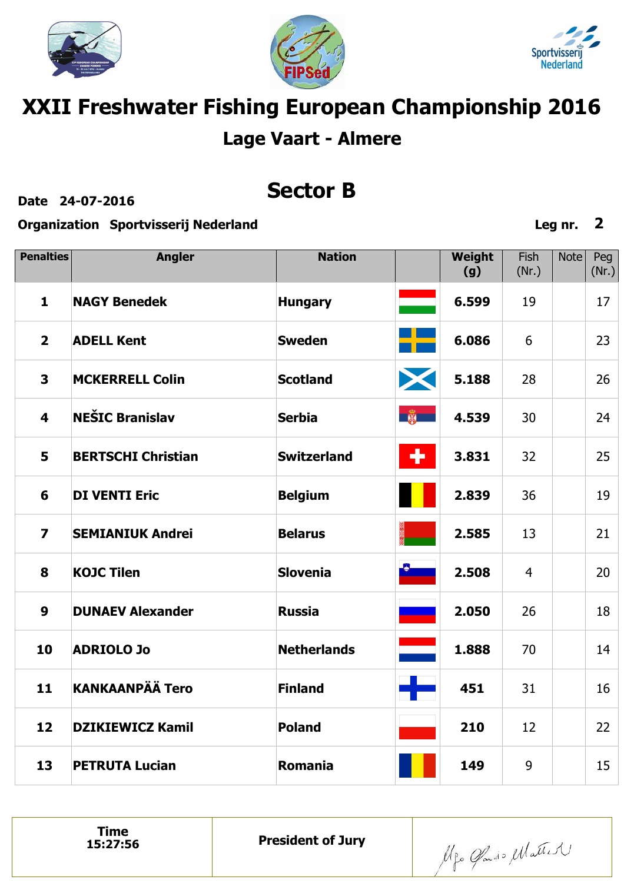# XXII Freshwater Fishing European Championship 2016

## Lage Vaart - Almere

## Sector B

**Date** 24-07-2016

**Organization** Sportvisserij Nederland

**Leg nr.** 2

| Penalties | Angler | Nation | | Weight (g) | Fish (Nr.) | Note | Peg (Nr.) |
|---|---|---|---|---|---|---|---|
| 1 | NAGY Benedek | Hungary | | 6.599 | 19 | | 17 |
| 2 | ADELL Kent | Sweden | | 6.086 | 6 | | 23 |
| 3 | MCKERRELL Colin | Scotland | | 5.188 | 28 | | 26 |
| 4 | NEŠIC Branislav | Serbia | | 4.539 | 30 | | 24 |
| 5 | BERTSCHI Christian | Switzerland | | 3.831 | 32 | | 25 |
| 6 | DI VENTI Eric | Belgium | | 2.839 | 36 | | 19 |
| 7 | SEMIANIUK Andrei | Belarus | | 2.585 | 13 | | 21 |
| 8 | KOJC Tilen | Slovenia | | 2.508 | 4 | | 20 |
| 9 | DUNAEV Alexander | Russia | | 2.050 | 26 | | 18 |
| 10 | ADRIOLO Jo | Netherlands | | 1.888 | 70 | | 14 |
| 11 | KANKAANPÄÄ Tero | Finland | | 451 | 31 | | 16 |
| 12 | DZIKIEWICZ Kamil | Poland | | 210 | 12 | | 22 |
| 13 | PETRUTA Lucian | Romania | | 149 | 9 | | 15 |

| Time 15:27:56 | President of Jury | |
|---|---|---|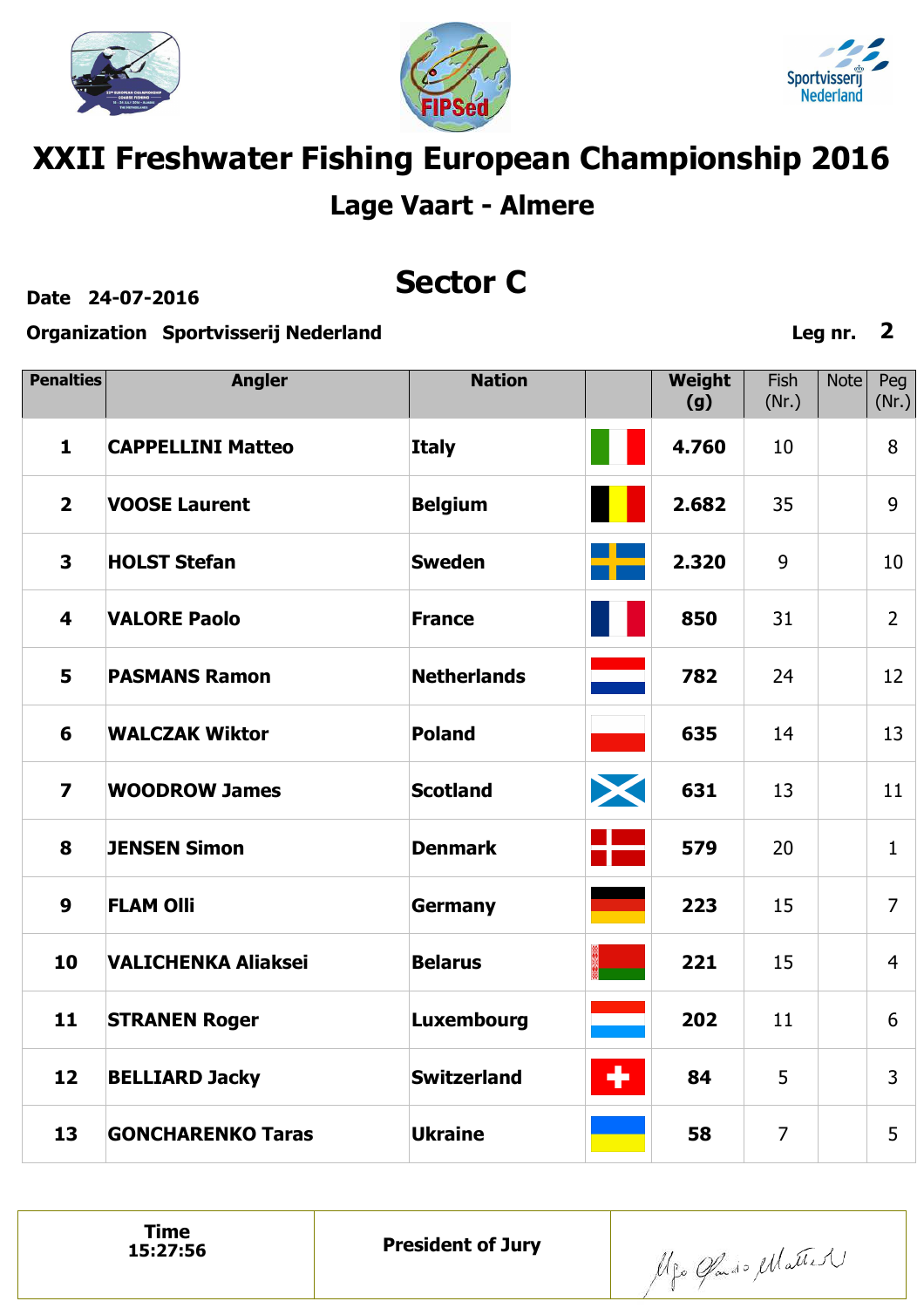# XXII Freshwater Fishing European Championship 2016

## Lage Vaart - Almere

## Sector C

**Date** 24-07-2016

**Organization** Sportvisserij Nederland

**Leg nr.** 2

| Penalties | Angler | Nation | | Weight (g) | Fish (Nr.) | Note | Peg (Nr.) |
|---|---|---|---|---|---|---|---|
| 1 | CAPPELLINI Matteo | Italy | | 4.760 | 10 | | 8 |
| 2 | VOOSE Laurent | Belgium | | 2.682 | 35 | | 9 |
| 3 | HOLST Stefan | Sweden | | 2.320 | 9 | | 10 |
| 4 | VALORE Paolo | France | | 850 | 31 | | 2 |
| 5 | PASMANS Ramon | Netherlands | | 782 | 24 | | 12 |
| 6 | WALCZAK Wiktor | Poland | | 635 | 14 | | 13 |
| 7 | WOODROW James | Scotland | | 631 | 13 | | 11 |
| 8 | JENSEN Simon | Denmark | | 579 | 20 | | 1 |
| 9 | FLAM Olli | Germany | | 223 | 15 | | 7 |
| 10 | VALICHENKA Aliaksei | Belarus | | 221 | 15 | | 4 |
| 11 | STRANEN Roger | Luxembourg | | 202 | 11 | | 6 |
| 12 | BELLIARD Jacky | Switzerland | | 84 | 5 | | 3 |
| 13 | GONCHARENKO Taras | Ukraine | | 58 | 7 | | 5 |

| Time 15:27:56 | President of Jury | |
|---|---|---|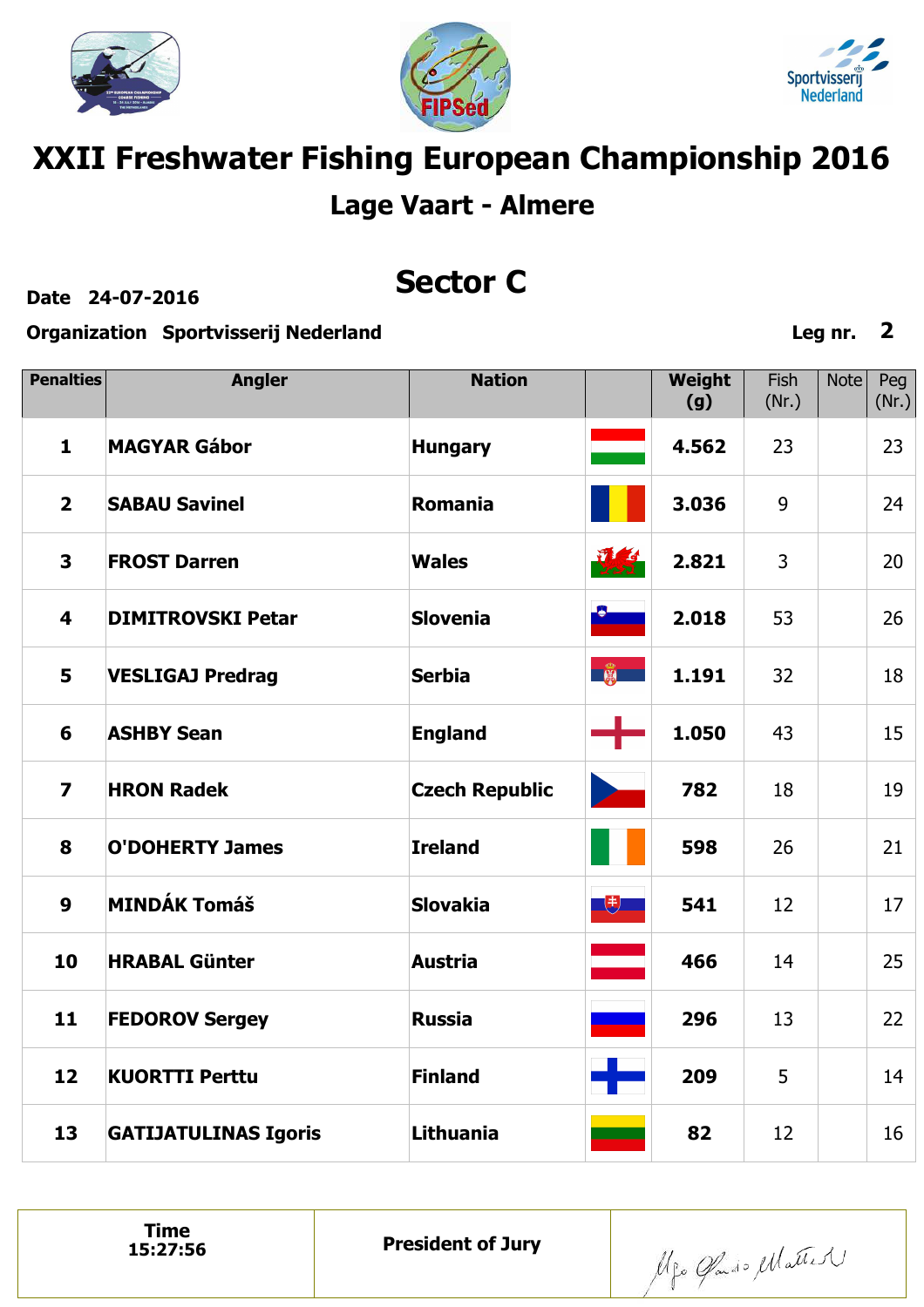# XXII Freshwater Fishing European Championship 2016

## Lage Vaart - Almere

## Sector C

**Date** 24-07-2016

**Organization** Sportvisserij Nederland

**Leg nr.** 2

| Penalties | Angler | Nation | | Weight (g) | Fish (Nr.) | Note | Peg (Nr.) |
|---|---|---|---|---|---|---|---|
| 1 | MAGYAR Gábor | Hungary | | 4.562 | 23 | | 23 |
| 2 | SABAU Savinel | Romania | | 3.036 | 9 | | 24 |
| 3 | FROST Darren | Wales | | 2.821 | 3 | | 20 |
| 4 | DIMITROVSKI Petar | Slovenia | | 2.018 | 53 | | 26 |
| 5 | VESLIGAJ Predrag | Serbia | | 1.191 | 32 | | 18 |
| 6 | ASHBY Sean | England | | 1.050 | 43 | | 15 |
| 7 | HRON Radek | Czech Republic | | 782 | 18 | | 19 |
| 8 | O'DOHERTY James | Ireland | | 598 | 26 | | 21 |
| 9 | MINDÁK Tomáš | Slovakia | | 541 | 12 | | 17 |
| 10 | HRABAL Günter | Austria | | 466 | 14 | | 25 |
| 11 | FEDOROV Sergey | Russia | | 296 | 13 | | 22 |
| 12 | KUORTTI Perttu | Finland | | 209 | 5 | | 14 |
| 13 | GATIJATULINAS Igoris | Lithuania | | 82 | 12 | | 16 |

| Time 15:27:56 | President of Jury | |
|---|---|---|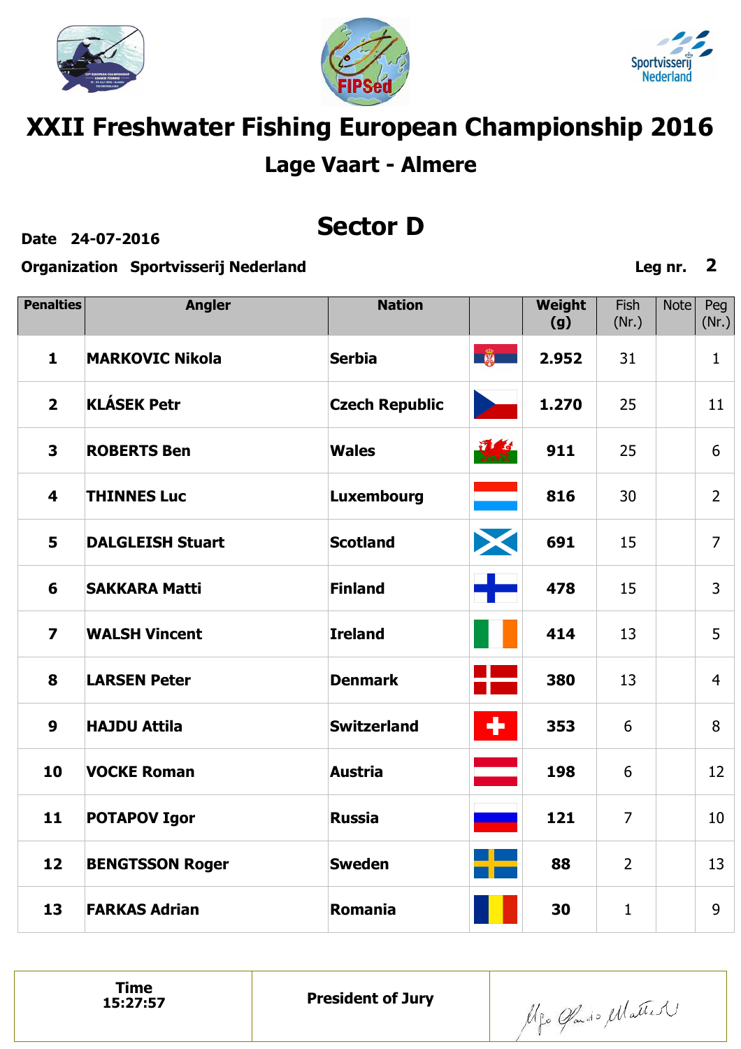# XXII Freshwater Fishing European Championship 2016

## Lage Vaart - Almere

## Sector D

**Date** 24-07-2016

**Organization** Sportvisserij Nederland

**Leg nr.** 2

| Penalties | Angler | Nation | | Weight (g) | Fish (Nr.) | Note | Peg (Nr.) |
|---|---|---|---|---|---|---|---|
| 1 | MARKOVIC Nikola | Serbia | | 2.952 | 31 | | 1 |
| 2 | KLÁSEK Petr | Czech Republic | | 1.270 | 25 | | 11 |
| 3 | ROBERTS Ben | Wales | | 911 | 25 | | 6 |
| 4 | THINNES Luc | Luxembourg | | 816 | 30 | | 2 |
| 5 | DALGLEISH Stuart | Scotland | | 691 | 15 | | 7 |
| 6 | SAKKARA Matti | Finland | | 478 | 15 | | 3 |
| 7 | WALSH Vincent | Ireland | | 414 | 13 | | 5 |
| 8 | LARSEN Peter | Denmark | | 380 | 13 | | 4 |
| 9 | HAJDU Attila | Switzerland | | 353 | 6 | | 8 |
| 10 | VOCKE Roman | Austria | | 198 | 6 | | 12 |
| 11 | POTAPOV Igor | Russia | | 121 | 7 | | 10 |
| 12 | BENGTSSON Roger | Sweden | | 88 | 2 | | 13 |
| 13 | FARKAS Adrian | Romania | | 30 | 1 | | 9 |

| Time 15:27:57 | President of Jury | |
|---|---|---|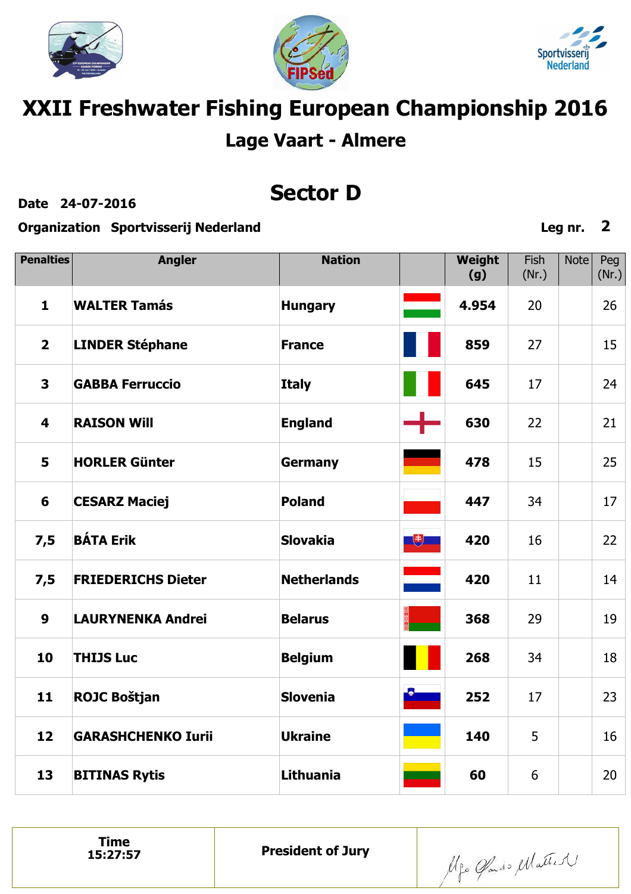# XXII Freshwater Fishing European Championship 2016

## Lage Vaart - Almere

## Sector D

**Date** 24-07-2016

**Organization** Sportvisserij Nederland

**Leg nr.** 2

| Penalties | Angler | Nation | | Weight (g) | Fish (Nr.) | Note | Peg (Nr.) |
|---|---|---|---|---|---|---|---|
| 1 | WALTER Tamás | Hungary | | 4.954 | 20 | | 26 |
| 2 | LINDER Stéphane | France | | 859 | 27 | | 15 |
| 3 | GABBA Ferruccio | Italy | | 645 | 17 | | 24 |
| 4 | RAISON Will | England | | 630 | 22 | | 21 |
| 5 | HORLER Günter | Germany | | 478 | 15 | | 25 |
| 6 | CESARZ Maciej | Poland | | 447 | 34 | | 17 |
| 7,5 | BÁTA Erik | Slovakia | | 420 | 16 | | 22 |
| 7,5 | FRIEDERICHS Dieter | Netherlands | | 420 | 11 | | 14 |
| 9 | LAURYNENKA Andrei | Belarus | | 368 | 29 | | 19 |
| 10 | THIJS Luc | Belgium | | 268 | 34 | | 18 |
| 11 | ROJC Boštjan | Slovenia | | 252 | 17 | | 23 |
| 12 | GARASHCHENKO Iurii | Ukraine | | 140 | 5 | | 16 |
| 13 | BITINAS Rytis | Lithuania | | 60 | 6 | | 20 |

| Time 15:27:57 | President of Jury | |
|---|---|---|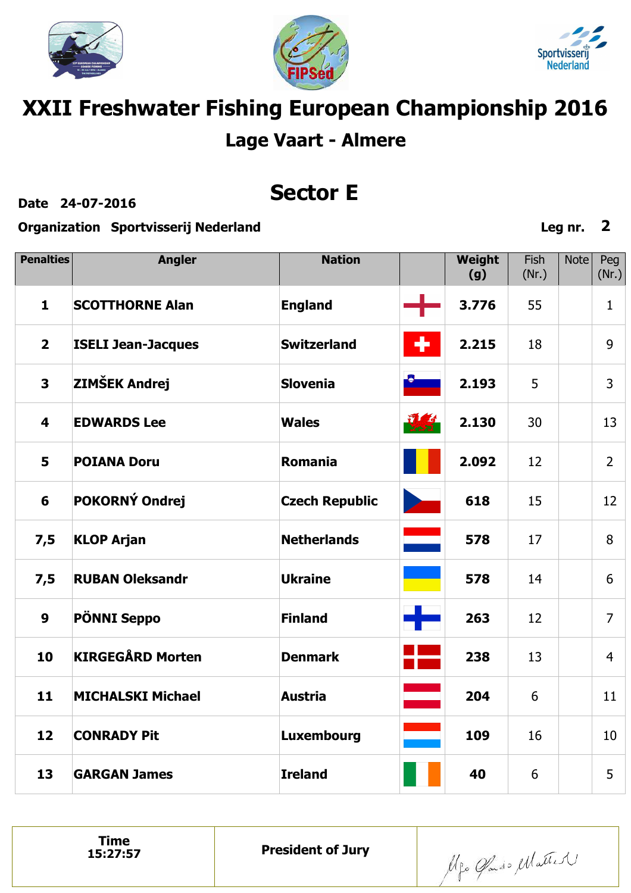# XXII Freshwater Fishing European Championship 2016

## Lage Vaart - Almere

## Sector E

**Date** 24-07-2016

**Organization** Sportvisserij Nederland

**Leg nr.** 2

| Penalties | Angler | Nation | | Weight (g) | Fish (Nr.) | Note | Peg (Nr.) |
|---|---|---|---|---|---|---|---|
| 1 | SCOTTHORNE Alan | England | | 3.776 | 55 | | 1 |
| 2 | ISELI Jean-Jacques | Switzerland | | 2.215 | 18 | | 9 |
| 3 | ZIMŠEK Andrej | Slovenia | | 2.193 | 5 | | 3 |
| 4 | EDWARDS Lee | Wales | | 2.130 | 30 | | 13 |
| 5 | POIANA Doru | Romania | | 2.092 | 12 | | 2 |
| 6 | POKORNÝ Ondrej | Czech Republic | | 618 | 15 | | 12 |
| 7,5 | KLOP Arjan | Netherlands | | 578 | 17 | | 8 |
| 7,5 | RUBAN Oleksandr | Ukraine | | 578 | 14 | | 6 |
| 9 | PÖNNI Seppo | Finland | | 263 | 12 | | 7 |
| 10 | KIRGEGÅRD Morten | Denmark | | 238 | 13 | | 4 |
| 11 | MICHALSKI Michael | Austria | | 204 | 6 | | 11 |
| 12 | CONRADY Pit | Luxembourg | | 109 | 16 | | 10 |
| 13 | GARGAN James | Ireland | | 40 | 6 | | 5 |

| Time 15:27:57 | President of Jury | |
|---|---|---|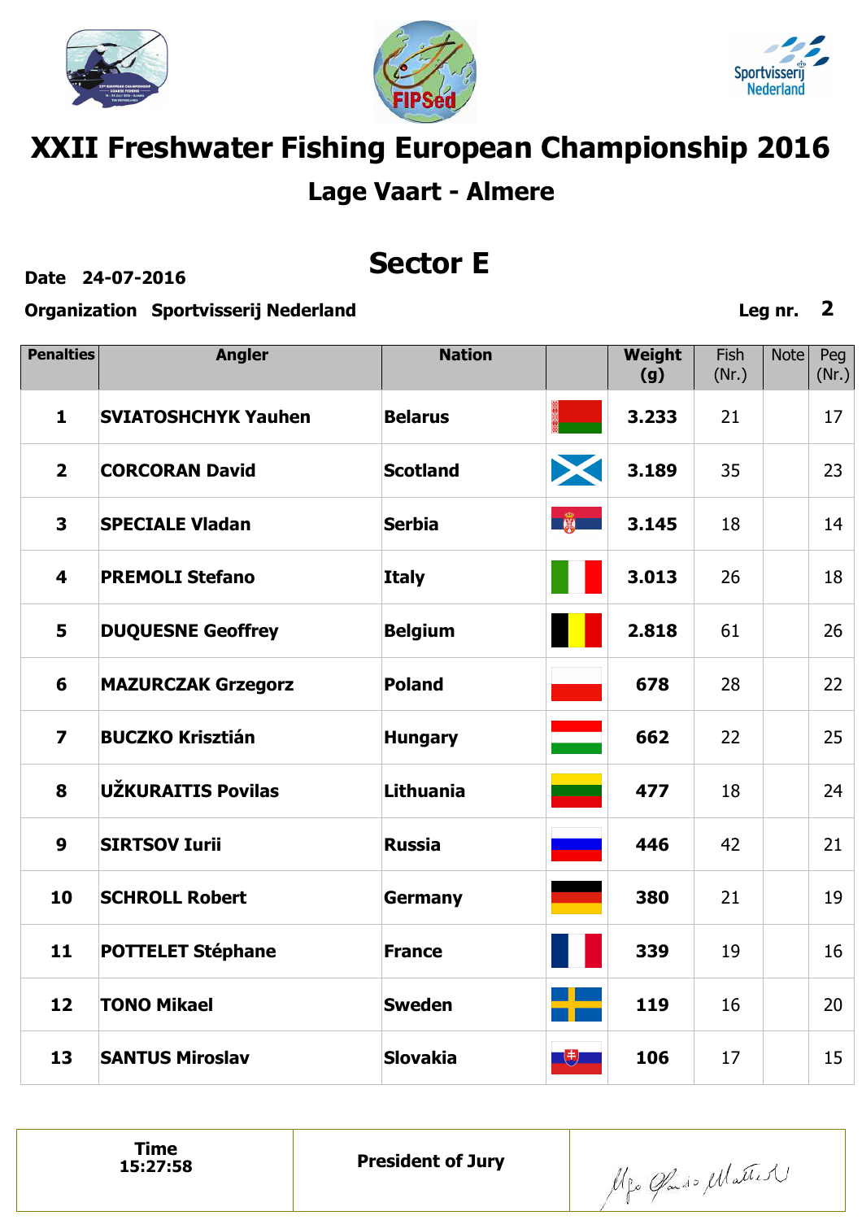# XXII Freshwater Fishing European Championship 2016

## Lage Vaart - Almere

## Sector E

**Date 24-07-2016**

**Organization Sportvisserij Nederland** **Leg nr. 2**

| Penalties | Angler | Nation | | Weight (g) | Fish (Nr.) | Note | Peg (Nr.) |
|---|---|---|---|---|---|---|---|
| 1 | SVIATOSHCHYK Yauhen | Belarus | | 3.233 | 21 | | 17 |
| 2 | CORCORAN David | Scotland | | 3.189 | 35 | | 23 |
| 3 | SPECIALE Vladan | Serbia | | 3.145 | 18 | | 14 |
| 4 | PREMOLI Stefano | Italy | | 3.013 | 26 | | 18 |
| 5 | DUQUESNE Geoffrey | Belgium | | 2.818 | 61 | | 26 |
| 6 | MAZURCZAK Grzegorz | Poland | | 678 | 28 | | 22 |
| 7 | BUCZKO Krisztián | Hungary | | 662 | 22 | | 25 |
| 8 | UŽKURAITIS Povilas | Lithuania | | 477 | 18 | | 24 |
| 9 | SIRTSOV Iurii | Russia | | 446 | 42 | | 21 |
| 10 | SCHROLL Robert | Germany | | 380 | 21 | | 19 |
| 11 | POTTELET Stéphane | France | | 339 | 19 | | 16 |
| 12 | TONO Mikael | Sweden | | 119 | 16 | | 20 |
| 13 | SANTUS Miroslav | Slovakia | | 106 | 17 | | 15 |

| Time 15:27:58 | President of Jury | |
|---|---|---|